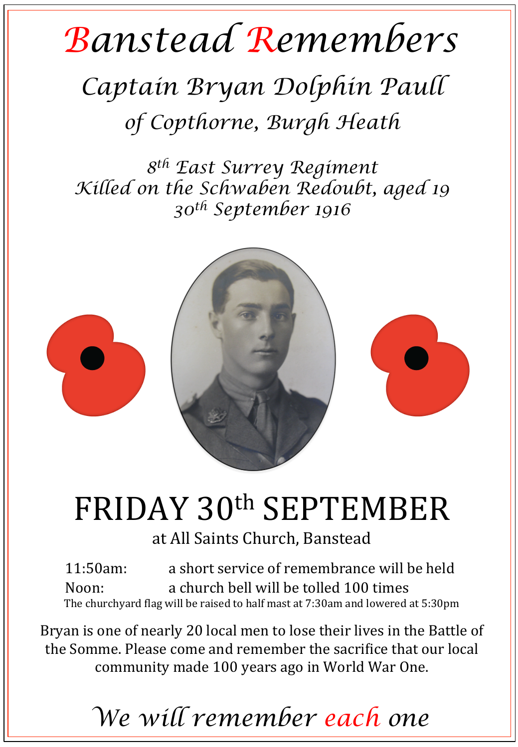# Banstead Remembers

## *Captain Bryan Dolphin Paull*

### *of Copthorne, Burgh Heath*

*8th East Surrey Regiment*
*Killed on the Schwaben Redoubt, aged 19*
*30th September 1916*

# FRIDAY 30th SEPTEMBER

at All Saints Church, Banstead

| | |
|---|---|
| 11:50am: | a short service of remembrance will be held |
| Noon: | a church bell will be tolled 100 times |

The churchyard flag will be raised to half mast at 7:30am and lowered at 5:30pm

Bryan is one of nearly 20 local men to lose their lives in the Battle of the Somme. Please come and remember the sacrifice that our local community made 100 years ago in World War One.

*We will remember each one*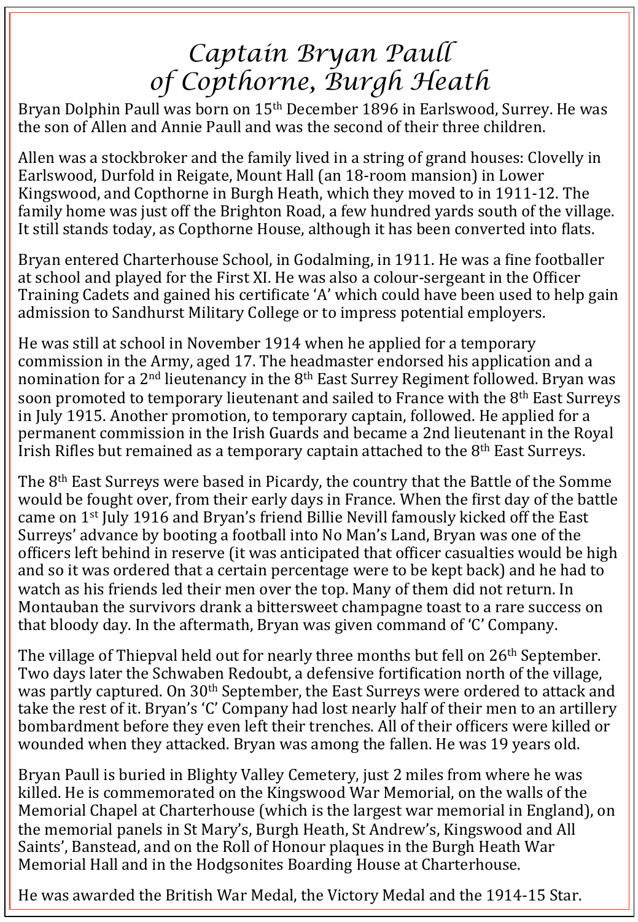# Captain Bryan Paull of Copthorne, Burgh Heath

Bryan Dolphin Paull was born on 15th December 1896 in Earlswood, Surrey. He was the son of Allen and Annie Paull and was the second of their three children.

Allen was a stockbroker and the family lived in a string of grand houses: Clovelly in Earlswood, Durfold in Reigate, Mount Hall (an 18-room mansion) in Lower Kingswood, and Copthorne in Burgh Heath, which they moved to in 1911-12. The family home was just off the Brighton Road, a few hundred yards south of the village. It still stands today, as Copthorne House, although it has been converted into flats.

Bryan entered Charterhouse School, in Godalming, in 1911. He was a fine footballer at school and played for the First XI. He was also a colour-sergeant in the Officer Training Cadets and gained his certificate 'A' which could have been used to help gain admission to Sandhurst Military College or to impress potential employers.

He was still at school in November 1914 when he applied for a temporary commission in the Army, aged 17. The headmaster endorsed his application and a nomination for a 2nd lieutenancy in the 8th East Surrey Regiment followed. Bryan was soon promoted to temporary lieutenant and sailed to France with the 8th East Surreys in July 1915. Another promotion, to temporary captain, followed. He applied for a permanent commission in the Irish Guards and became a 2nd lieutenant in the Royal Irish Rifles but remained as a temporary captain attached to the 8th East Surreys.

The 8th East Surreys were based in Picardy, the country that the Battle of the Somme would be fought over, from their early days in France. When the first day of the battle came on 1st July 1916 and Bryan's friend Billie Nevill famously kicked off the East Surreys' advance by booting a football into No Man's Land, Bryan was one of the officers left behind in reserve (it was anticipated that officer casualties would be high and so it was ordered that a certain percentage were to be kept back) and he had to watch as his friends led their men over the top. Many of them did not return. In Montauban the survivors drank a bittersweet champagne toast to a rare success on that bloody day. In the aftermath, Bryan was given command of 'C' Company.

The village of Thiepval held out for nearly three months but fell on 26th September. Two days later the Schwaben Redoubt, a defensive fortification north of the village, was partly captured. On 30th September, the East Surreys were ordered to attack and take the rest of it. Bryan's 'C' Company had lost nearly half of their men to an artillery bombardment before they even left their trenches. All of their officers were killed or wounded when they attacked. Bryan was among the fallen. He was 19 years old.

Bryan Paull is buried in Blighty Valley Cemetery, just 2 miles from where he was killed. He is commemorated on the Kingswood War Memorial, on the walls of the Memorial Chapel at Charterhouse (which is the largest war memorial in England), on the memorial panels in St Mary's, Burgh Heath, St Andrew's, Kingswood and All Saints', Banstead, and on the Roll of Honour plaques in the Burgh Heath War Memorial Hall and in the Hodgsonites Boarding House at Charterhouse.

He was awarded the British War Medal, the Victory Medal and the 1914-15 Star.